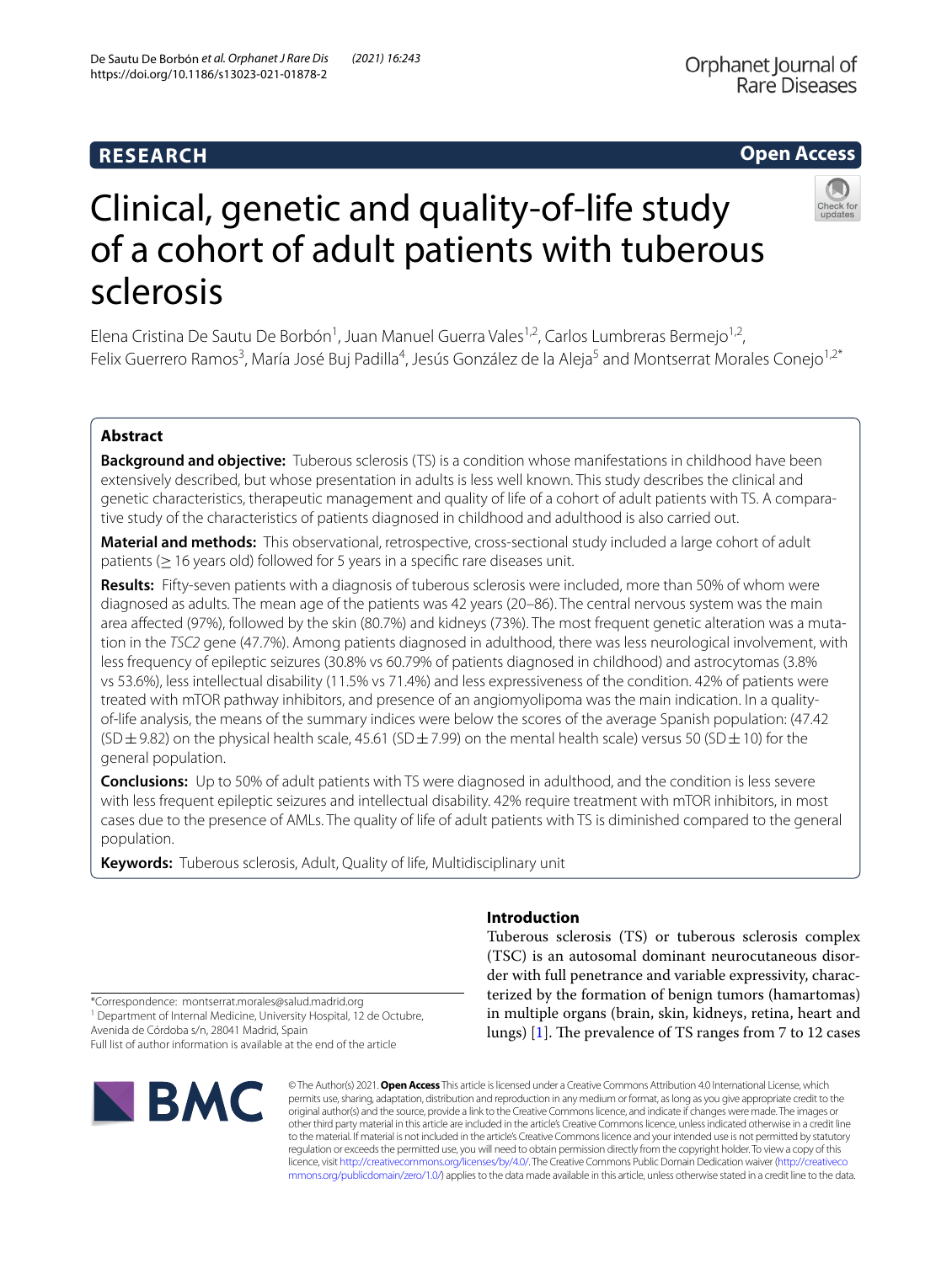**RESEARCH** **Open Access**

# Clinical, genetic and quality-of-life study of a cohort of adult patients with tuberous sclerosis

Elena Cristina De Sautu De Borbón[1], Juan Manuel Guerra Vales[1,2], Carlos Lumbreras Bermejo[1,2], Felix Guerrero Ramos[3], María José Buj Padilla[4], Jesús González de la Aleja[5] and Montserrat Morales Conejo[1,2*]

## Abstract

**Background and objective:** Tuberous sclerosis (TS) is a condition whose manifestations in childhood have been extensively described, but whose presentation in adults is less well known. This study describes the clinical and genetic characteristics, therapeutic management and quality of life of a cohort of adult patients with TS. A comparative study of the characteristics of patients diagnosed in childhood and adulthood is also carried out.

**Material and methods:** This observational, retrospective, cross-sectional study included a large cohort of adult patients (≥ 16 years old) followed for 5 years in a specific rare diseases unit.

**Results:** Fifty-seven patients with a diagnosis of tuberous sclerosis were included, more than 50% of whom were diagnosed as adults. The mean age of the patients was 42 years (20–86). The central nervous system was the main area affected (97%), followed by the skin (80.7%) and kidneys (73%). The most frequent genetic alteration was a mutation in the *TSC2* gene (47.7%). Among patients diagnosed in adulthood, there was less neurological involvement, with less frequency of epileptic seizures (30.8% vs 60.79% of patients diagnosed in childhood) and astrocytomas (3.8% vs 53.6%), less intellectual disability (11.5% vs 71.4%) and less expressiveness of the condition. 42% of patients were treated with mTOR pathway inhibitors, and presence of an angiomyolipoma was the main indication. In a quality-of-life analysis, the means of the summary indices were below the scores of the average Spanish population: (47.42 (SD ± 9.82) on the physical health scale, 45.61 (SD ± 7.99) on the mental health scale) versus 50 (SD ± 10) for the general population.

**Conclusions:** Up to 50% of adult patients with TS were diagnosed in adulthood, and the condition is less severe with less frequent epileptic seizures and intellectual disability. 42% require treatment with mTOR inhibitors, in most cases due to the presence of AMLs. The quality of life of adult patients with TS is diminished compared to the general population.

**Keywords:** Tuberous sclerosis, Adult, Quality of life, Multidisciplinary unit

## Introduction

Tuberous sclerosis (TS) or tuberous sclerosis complex (TSC) is an autosomal dominant neurocutaneous disorder with full penetrance and variable expressivity, characterized by the formation of benign tumors (hamartomas) in multiple organs (brain, skin, kidneys, retina, heart and lungs) [1]. The prevalence of TS ranges from 7 to 12 cases

*Correspondence: montserrat.morales@salud.madrid.org
[1] Department of Internal Medicine, University Hospital, 12 de Octubre, Avenida de Córdoba s/n, 28041 Madrid, Spain
Full list of author information is available at the end of the article

© The Author(s) 2021. **Open Access** This article is licensed under a Creative Commons Attribution 4.0 International License, which permits use, sharing, adaptation, distribution and reproduction in any medium or format, as long as you give appropriate credit to the original author(s) and the source, provide a link to the Creative Commons licence, and indicate if changes were made. The images or other third party material in this article are included in the article's Creative Commons licence, unless indicated otherwise in a credit line to the material. If material is not included in the article's Creative Commons licence and your intended use is not permitted by statutory regulation or exceeds the permitted use, you will need to obtain permission directly from the copyright holder. To view a copy of this licence, visit http://creativecommons.org/licenses/by/4.0/. The Creative Commons Public Domain Dedication waiver (http://creativecommons.org/publicdomain/zero/1.0/) applies to the data made available in this article, unless otherwise stated in a credit line to the data.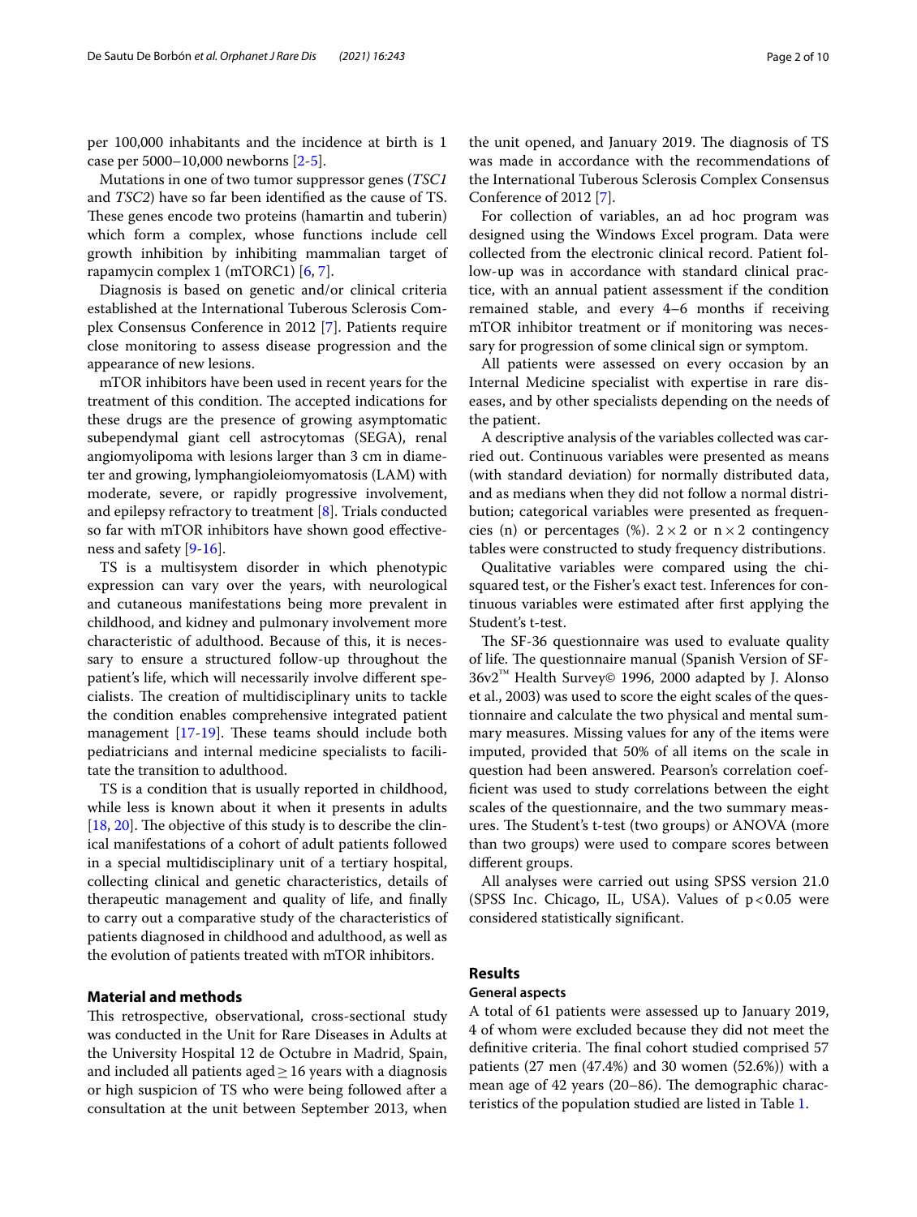per 100,000 inhabitants and the incidence at birth is 1 case per 5000–10,000 newborns [2-5].

Mutations in one of two tumor suppressor genes (*TSC1* and *TSC2*) have so far been identified as the cause of TS. These genes encode two proteins (hamartin and tuberin) which form a complex, whose functions include cell growth inhibition by inhibiting mammalian target of rapamycin complex 1 (mTORC1) [6, 7].

Diagnosis is based on genetic and/or clinical criteria established at the International Tuberous Sclerosis Complex Consensus Conference in 2012 [7]. Patients require close monitoring to assess disease progression and the appearance of new lesions.

mTOR inhibitors have been used in recent years for the treatment of this condition. The accepted indications for these drugs are the presence of growing asymptomatic subependymal giant cell astrocytomas (SEGA), renal angiomyolipoma with lesions larger than 3 cm in diameter and growing, lymphangioleiomyomatosis (LAM) with moderate, severe, or rapidly progressive involvement, and epilepsy refractory to treatment [8]. Trials conducted so far with mTOR inhibitors have shown good effectiveness and safety [9-16].

TS is a multisystem disorder in which phenotypic expression can vary over the years, with neurological and cutaneous manifestations being more prevalent in childhood, and kidney and pulmonary involvement more characteristic of adulthood. Because of this, it is necessary to ensure a structured follow-up throughout the patient's life, which will necessarily involve different specialists. The creation of multidisciplinary units to tackle the condition enables comprehensive integrated patient management [17-19]. These teams should include both pediatricians and internal medicine specialists to facilitate the transition to adulthood.

TS is a condition that is usually reported in childhood, while less is known about it when it presents in adults [18, 20]. The objective of this study is to describe the clinical manifestations of a cohort of adult patients followed in a special multidisciplinary unit of a tertiary hospital, collecting clinical and genetic characteristics, details of therapeutic management and quality of life, and finally to carry out a comparative study of the characteristics of patients diagnosed in childhood and adulthood, as well as the evolution of patients treated with mTOR inhibitors.

## Material and methods

This retrospective, observational, cross-sectional study was conducted in the Unit for Rare Diseases in Adults at the University Hospital 12 de Octubre in Madrid, Spain, and included all patients aged ≥ 16 years with a diagnosis or high suspicion of TS who were being followed after a consultation at the unit between September 2013, when the unit opened, and January 2019. The diagnosis of TS was made in accordance with the recommendations of the International Tuberous Sclerosis Complex Consensus Conference of 2012 [7].

For collection of variables, an ad hoc program was designed using the Windows Excel program. Data were collected from the electronic clinical record. Patient follow-up was in accordance with standard clinical practice, with an annual patient assessment if the condition remained stable, and every 4–6 months if receiving mTOR inhibitor treatment or if monitoring was necessary for progression of some clinical sign or symptom.

All patients were assessed on every occasion by an Internal Medicine specialist with expertise in rare diseases, and by other specialists depending on the needs of the patient.

A descriptive analysis of the variables collected was carried out. Continuous variables were presented as means (with standard deviation) for normally distributed data, and as medians when they did not follow a normal distribution; categorical variables were presented as frequencies (n) or percentages (%). $2 \times 2$ or $n \times 2$ contingency tables were constructed to study frequency distributions.

Qualitative variables were compared using the chi-squared test, or the Fisher's exact test. Inferences for continuous variables were estimated after first applying the Student's t-test.

The SF-36 questionnaire was used to evaluate quality of life. The questionnaire manual (Spanish Version of SF-36v2™ Health Survey© 1996, 2000 adapted by J. Alonso et al., 2003) was used to score the eight scales of the questionnaire and calculate the two physical and mental summary measures. Missing values for any of the items were imputed, provided that 50% of all items on the scale in question had been answered. Pearson's correlation coefficient was used to study correlations between the eight scales of the questionnaire, and the two summary measures. The Student's t-test (two groups) or ANOVA (more than two groups) were used to compare scores between different groups.

All analyses were carried out using SPSS version 21.0 (SPSS Inc. Chicago, IL, USA). Values of $p < 0.05$ were considered statistically significant.

## Results

### General aspects

A total of 61 patients were assessed up to January 2019, 4 of whom were excluded because they did not meet the definitive criteria. The final cohort studied comprised 57 patients (27 men (47.4%) and 30 women (52.6%)) with a mean age of 42 years (20–86). The demographic characteristics of the population studied are listed in Table 1.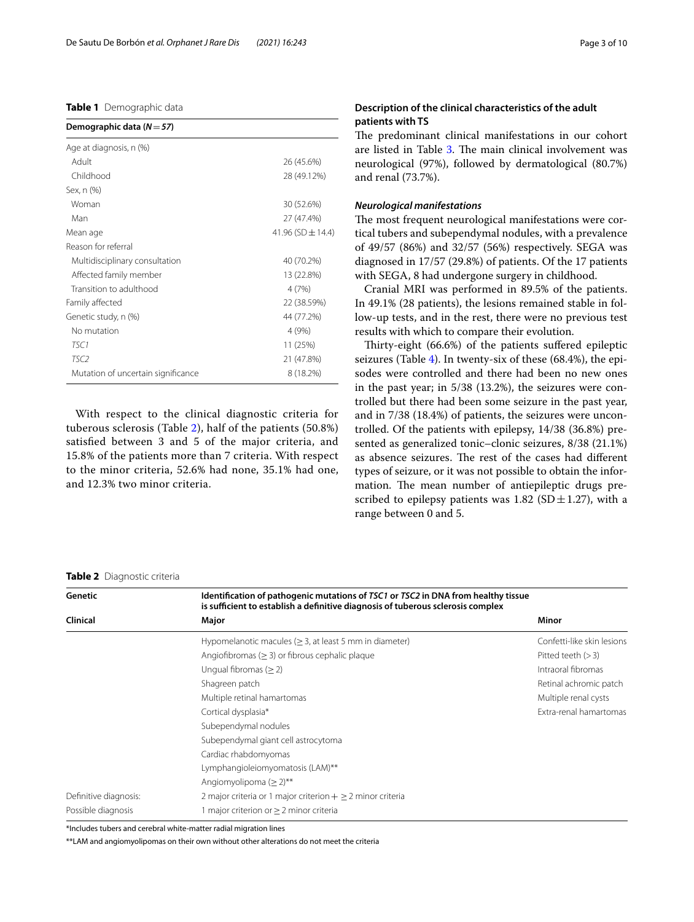**Table 1** Demographic data

| Demographic data (*N* = *57*) | |
|---|---|
| Age at diagnosis, n (%) | |
| Adult | 26 (45.6%) |
| Childhood | 28 (49.12%) |
| Sex, n (%) | |
| Woman | 30 (52.6%) |
| Man | 27 (47.4%) |
| Mean age | 41.96 (SD ± 14.4) |
| Reason for referral | |
| Multidisciplinary consultation | 40 (70.2%) |
| Affected family member | 13 (22.8%) |
| Transition to adulthood | 4 (7%) |
| Family affected | 22 (38.59%) |
| Genetic study, n (%) | 44 (77.2%) |
| No mutation | 4 (9%) |
| *TSC1* | 11 (25%) |
| *TSC2* | 21 (47.8%) |
| Mutation of uncertain significance | 8 (18.2%) |

With respect to the clinical diagnostic criteria for tuberous sclerosis (Table 2), half of the patients (50.8%) satisfied between 3 and 5 of the major criteria, and 15.8% of the patients more than 7 criteria. With respect to the minor criteria, 52.6% had none, 35.1% had one, and 12.3% two minor criteria.

### Description of the clinical characteristics of the adult patients with TS

The predominant clinical manifestations in our cohort are listed in Table 3. The main clinical involvement was neurological (97%), followed by dermatological (80.7%) and renal (73.7%).

#### *Neurological manifestations*

The most frequent neurological manifestations were cortical tubers and subependymal nodules, with a prevalence of 49/57 (86%) and 32/57 (56%) respectively. SEGA was diagnosed in 17/57 (29.8%) of patients. Of the 17 patients with SEGA, 8 had undergone surgery in childhood.

Cranial MRI was performed in 89.5% of the patients. In 49.1% (28 patients), the lesions remained stable in follow-up tests, and in the rest, there were no previous test results with which to compare their evolution.

Thirty-eight (66.6%) of the patients suffered epileptic seizures (Table 4). In twenty-six of these (68.4%), the episodes were controlled and there had been no new ones in the past year; in 5/38 (13.2%), the seizures were controlled but there had been some seizure in the past year, and in 7/38 (18.4%) of patients, the seizures were uncontrolled. Of the patients with epilepsy, 14/38 (36.8%) presented as generalized tonic–clonic seizures, 8/38 (21.1%) as absence seizures. The rest of the cases had different types of seizure, or it was not possible to obtain the information. The mean number of antiepileptic drugs prescribed to epilepsy patients was 1.82 (SD ± 1.27), with a range between 0 and 5.

**Table 2** Diagnostic criteria

| Genetic | Identification of pathogenic mutations of *TSC1* or *TSC2* in DNA from healthy tissue is sufficient to establish a definitive diagnosis of tuberous sclerosis complex | |
|---|---|---|
| **Clinical** | **Major** | **Minor** |
| | Hypomelanotic macules (≥ 3, at least 5 mm in diameter) | Confetti-like skin lesions |
| | Angiofibromas (≥ 3) or fibrous cephalic plaque | Pitted teeth (> 3) |
| | Ungual fibromas (≥ 2) | Intraoral fibromas |
| | Shagreen patch | Retinal achromic patch |
| | Multiple retinal hamartomas | Multiple renal cysts |
| | Cortical dysplasia* | Extra-renal hamartomas |
| | Subependymal nodules | |
| | Subependymal giant cell astrocytoma | |
| | Cardiac rhabdomyomas | |
| | Lymphangioleiomyomatosis (LAM)** | |
| | Angiomyolipoma (≥ 2)** | |
| Definitive diagnosis: | 2 major criteria or 1 major criterion + ≥ 2 minor criteria | |
| Possible diagnosis | 1 major criterion or ≥ 2 minor criteria | |

*Includes tubers and cerebral white-matter radial migration lines

**LAM and angiomyolipomas on their own without other alterations do not meet the criteria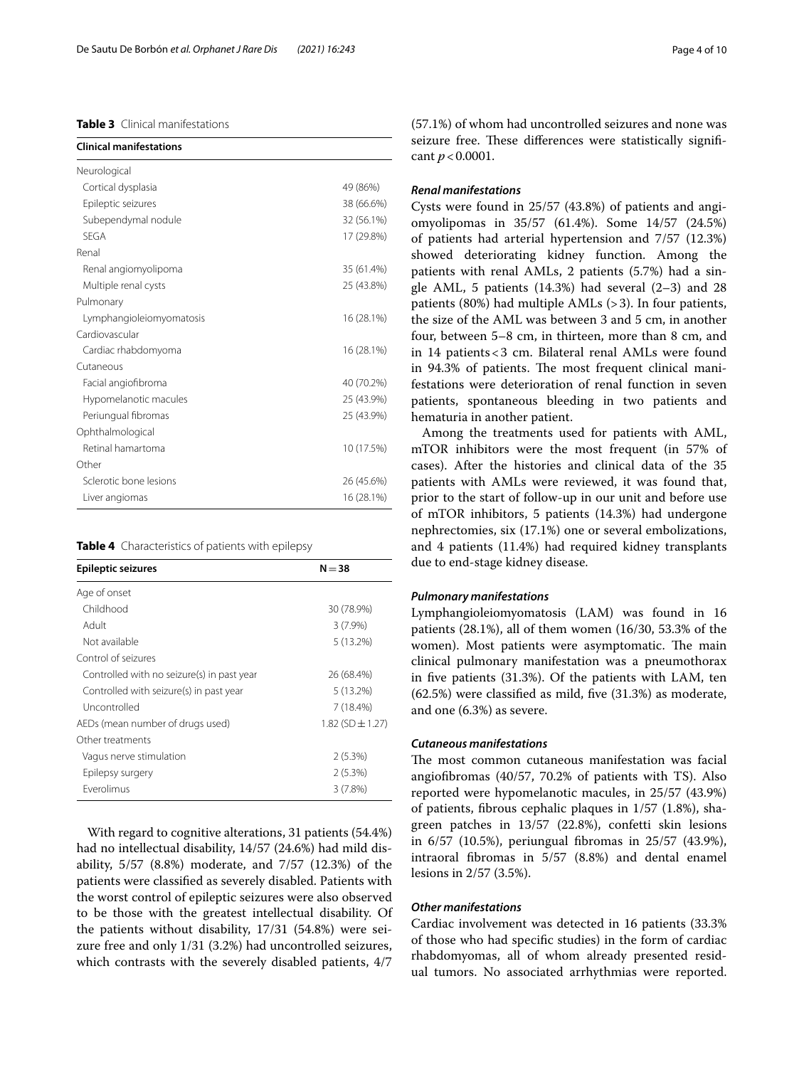**Table 3** Clinical manifestations

| Clinical manifestations | |
|---|---|
| Neurological | |
| Cortical dysplasia | 49 (86%) |
| Epileptic seizures | 38 (66.6%) |
| Subependymal nodule | 32 (56.1%) |
| SEGA | 17 (29.8%) |
| Renal | |
| Renal angiomyolipoma | 35 (61.4%) |
| Multiple renal cysts | 25 (43.8%) |
| Pulmonary | |
| Lymphangioleiomyomatosis | 16 (28.1%) |
| Cardiovascular | |
| Cardiac rhabdomyoma | 16 (28.1%) |
| Cutaneous | |
| Facial angiofibroma | 40 (70.2%) |
| Hypomelanotic macules | 25 (43.9%) |
| Periungual fibromas | 25 (43.9%) |
| Ophthalmological | |
| Retinal hamartoma | 10 (17.5%) |
| Other | |
| Sclerotic bone lesions | 26 (45.6%) |
| Liver angiomas | 16 (28.1%) |

**Table 4** Characteristics of patients with epilepsy

| Epileptic seizures | N = 38 |
|---|---|
| Age of onset | |
| Childhood | 30 (78.9%) |
| Adult | 3 (7.9%) |
| Not available | 5 (13.2%) |
| Control of seizures | |
| Controlled with no seizure(s) in past year | 26 (68.4%) |
| Controlled with seizure(s) in past year | 5 (13.2%) |
| Uncontrolled | 7 (18.4%) |
| AEDs (mean number of drugs used) | 1.82 (SD ± 1.27) |
| Other treatments | |
| Vagus nerve stimulation | 2 (5.3%) |
| Epilepsy surgery | 2 (5.3%) |
| Everolimus | 3 (7.8%) |

With regard to cognitive alterations, 31 patients (54.4%) had no intellectual disability, 14/57 (24.6%) had mild disability, 5/57 (8.8%) moderate, and 7/57 (12.3%) of the patients were classified as severely disabled. Patients with the worst control of epileptic seizures were also observed to be those with the greatest intellectual disability. Of the patients without disability, 17/31 (54.8%) were seizure free and only 1/31 (3.2%) had uncontrolled seizures, which contrasts with the severely disabled patients, 4/7 (57.1%) of whom had uncontrolled seizures and none was seizure free. These differences were statistically significant $p < 0.0001$.

#### *Renal manifestations*

Cysts were found in 25/57 (43.8%) of patients and angiomyolipomas in 35/57 (61.4%). Some 14/57 (24.5%) of patients had arterial hypertension and 7/57 (12.3%) showed deteriorating kidney function. Among the patients with renal AMLs, 2 patients (5.7%) had a single AML, 5 patients (14.3%) had several (2–3) and 28 patients (80%) had multiple AMLs (> 3). In four patients, the size of the AML was between 3 and 5 cm, in another four, between 5–8 cm, in thirteen, more than 8 cm, and in 14 patients < 3 cm. Bilateral renal AMLs were found in 94.3% of patients. The most frequent clinical manifestations were deterioration of renal function in seven patients, spontaneous bleeding in two patients and hematuria in another patient.

Among the treatments used for patients with AML, mTOR inhibitors were the most frequent (in 57% of cases). After the histories and clinical data of the 35 patients with AMLs were reviewed, it was found that, prior to the start of follow-up in our unit and before use of mTOR inhibitors, 5 patients (14.3%) had undergone nephrectomies, six (17.1%) one or several embolizations, and 4 patients (11.4%) had required kidney transplants due to end-stage kidney disease.

#### *Pulmonary manifestations*

Lymphangioleiomyomatosis (LAM) was found in 16 patients (28.1%), all of them women (16/30, 53.3% of the women). Most patients were asymptomatic. The main clinical pulmonary manifestation was a pneumothorax in five patients (31.3%). Of the patients with LAM, ten (62.5%) were classified as mild, five (31.3%) as moderate, and one (6.3%) as severe.

#### *Cutaneous manifestations*

The most common cutaneous manifestation was facial angiofibromas (40/57, 70.2% of patients with TS). Also reported were hypomelanotic macules, in 25/57 (43.9%) of patients, fibrous cephalic plaques in 1/57 (1.8%), shagreen patches in 13/57 (22.8%), confetti skin lesions in 6/57 (10.5%), periungual fibromas in 25/57 (43.9%), intraoral fibromas in 5/57 (8.8%) and dental enamel lesions in 2/57 (3.5%).

#### *Other manifestations*

Cardiac involvement was detected in 16 patients (33.3% of those who had specific studies) in the form of cardiac rhabdomyomas, all of whom already presented residual tumors. No associated arrhythmias were reported.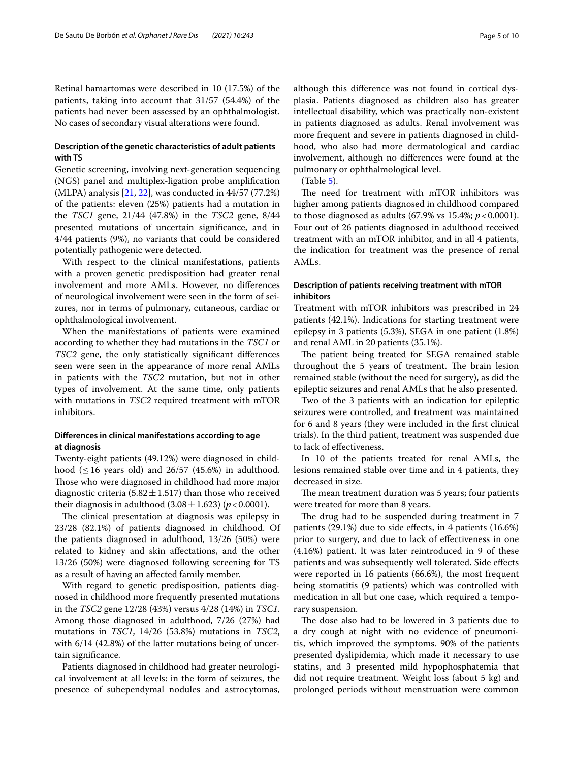Retinal hamartomas were described in 10 (17.5%) of the patients, taking into account that 31/57 (54.4%) of the patients had never been assessed by an ophthalmologist. No cases of secondary visual alterations were found.

### Description of the genetic characteristics of adult patients with TS

Genetic screening, involving next-generation sequencing (NGS) panel and multiplex-ligation probe amplification (MLPA) analysis [21, 22], was conducted in 44/57 (77.2%) of the patients: eleven (25%) patients had a mutation in the *TSC1* gene, 21/44 (47.8%) in the *TSC2* gene, 8/44 presented mutations of uncertain significance, and in 4/44 patients (9%), no variants that could be considered potentially pathogenic were detected.

With respect to the clinical manifestations, patients with a proven genetic predisposition had greater renal involvement and more AMLs. However, no differences of neurological involvement were seen in the form of seizures, nor in terms of pulmonary, cutaneous, cardiac or ophthalmological involvement.

When the manifestations of patients were examined according to whether they had mutations in the *TSC1* or *TSC2* gene, the only statistically significant differences seen were seen in the appearance of more renal AMLs in patients with the *TSC2* mutation, but not in other types of involvement. At the same time, only patients with mutations in *TSC2* required treatment with mTOR inhibitors.

### Differences in clinical manifestations according to age at diagnosis

Twenty-eight patients (49.12%) were diagnosed in childhood ($\leq 16$ years old) and 26/57 (45.6%) in adulthood. Those who were diagnosed in childhood had more major diagnostic criteria ($5.82 \pm 1.517$) than those who received their diagnosis in adulthood ($3.08 \pm 1.623$) ($p < 0.0001$).

The clinical presentation at diagnosis was epilepsy in 23/28 (82.1%) of patients diagnosed in childhood. Of the patients diagnosed in adulthood, 13/26 (50%) were related to kidney and skin affectations, and the other 13/26 (50%) were diagnosed following screening for TS as a result of having an affected family member.

With regard to genetic predisposition, patients diagnosed in childhood more frequently presented mutations in the *TSC2* gene 12/28 (43%) versus 4/28 (14%) in *TSC1*. Among those diagnosed in adulthood, 7/26 (27%) had mutations in *TSC1*, 14/26 (53.8%) mutations in *TSC2*, with 6/14 (42.8%) of the latter mutations being of uncertain significance.

Patients diagnosed in childhood had greater neurological involvement at all levels: in the form of seizures, the presence of subependymal nodules and astrocytomas, although this difference was not found in cortical dysplasia. Patients diagnosed as children also has greater intellectual disability, which was practically non-existent in patients diagnosed as adults. Renal involvement was more frequent and severe in patients diagnosed in childhood, who also had more dermatological and cardiac involvement, although no differences were found at the pulmonary or ophthalmological level.

(Table 5).

The need for treatment with mTOR inhibitors was higher among patients diagnosed in childhood compared to those diagnosed as adults (67.9% vs 15.4%; $p < 0.0001$). Four out of 26 patients diagnosed in adulthood received treatment with an mTOR inhibitor, and in all 4 patients, the indication for treatment was the presence of renal AMLs.

### Description of patients receiving treatment with mTOR inhibitors

Treatment with mTOR inhibitors was prescribed in 24 patients (42.1%). Indications for starting treatment were epilepsy in 3 patients (5.3%), SEGA in one patient (1.8%) and renal AML in 20 patients (35.1%).

The patient being treated for SEGA remained stable throughout the 5 years of treatment. The brain lesion remained stable (without the need for surgery), as did the epileptic seizures and renal AMLs that he also presented.

Two of the 3 patients with an indication for epileptic seizures were controlled, and treatment was maintained for 6 and 8 years (they were included in the first clinical trials). In the third patient, treatment was suspended due to lack of effectiveness.

In 10 of the patients treated for renal AMLs, the lesions remained stable over time and in 4 patients, they decreased in size.

The mean treatment duration was 5 years; four patients were treated for more than 8 years.

The drug had to be suspended during treatment in 7 patients (29.1%) due to side effects, in 4 patients (16.6%) prior to surgery, and due to lack of effectiveness in one (4.16%) patient. It was later reintroduced in 9 of these patients and was subsequently well tolerated. Side effects were reported in 16 patients (66.6%), the most frequent being stomatitis (9 patients) which was controlled with medication in all but one case, which required a temporary suspension.

The dose also had to be lowered in 3 patients due to a dry cough at night with no evidence of pneumonitis, which improved the symptoms. 90% of the patients presented dyslipidemia, which made it necessary to use statins, and 3 presented mild hypophosphatemia that did not require treatment. Weight loss (about 5 kg) and prolonged periods without menstruation were common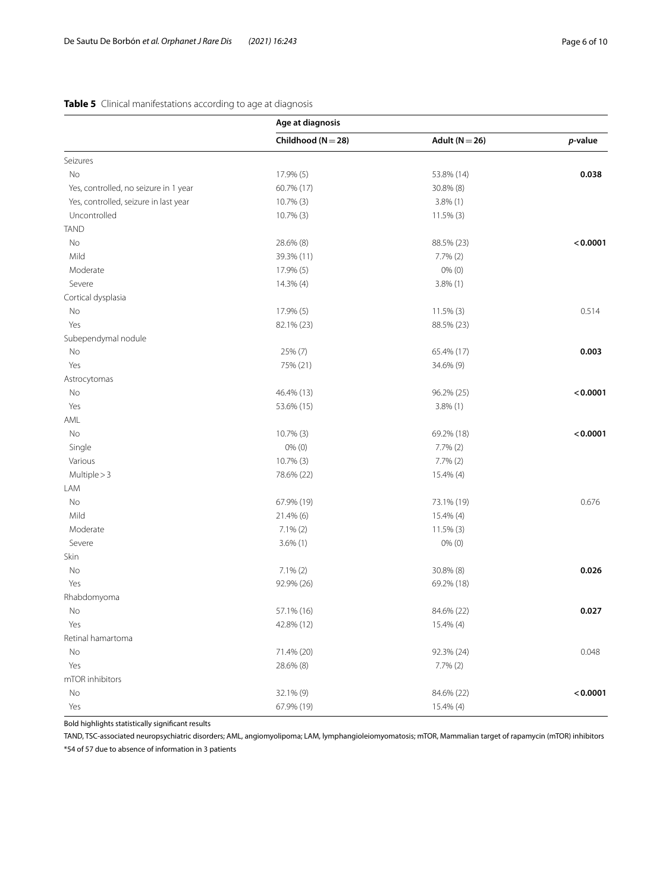**Table 5** Clinical manifestations according to age at diagnosis

| | Age at diagnosis | | |
|---|---|---|---|
| | **Childhood (N = 28)** | **Adult (N = 26)** | ***p*-value** |
| Seizures | | | |
| No | 17.9% (5) | 53.8% (14) | **0.038** |
| Yes, controlled, no seizure in 1 year | 60.7% (17) | 30.8% (8) | |
| Yes, controlled, seizure in last year | 10.7% (3) | 3.8% (1) | |
| Uncontrolled | 10.7% (3) | 11.5% (3) | |
| TAND | | | |
| No | 28.6% (8) | 88.5% (23) | **< 0.0001** |
| Mild | 39.3% (11) | 7.7% (2) | |
| Moderate | 17.9% (5) | 0% (0) | |
| Severe | 14.3% (4) | 3.8% (1) | |
| Cortical dysplasia | | | |
| No | 17.9% (5) | 11.5% (3) | 0.514 |
| Yes | 82.1% (23) | 88.5% (23) | |
| Subependymal nodule | | | |
| No | 25% (7) | 65.4% (17) | **0.003** |
| Yes | 75% (21) | 34.6% (9) | |
| Astrocytomas | | | |
| No | 46.4% (13) | 96.2% (25) | **< 0.0001** |
| Yes | 53.6% (15) | 3.8% (1) | |
| AML | | | |
| No | 10.7% (3) | 69.2% (18) | **< 0.0001** |
| Single | 0% (0) | 7.7% (2) | |
| Various | 10.7% (3) | 7.7% (2) | |
| Multiple > 3 | 78.6% (22) | 15.4% (4) | |
| LAM | | | |
| No | 67.9% (19) | 73.1% (19) | 0.676 |
| Mild | 21.4% (6) | 15.4% (4) | |
| Moderate | 7.1% (2) | 11.5% (3) | |
| Severe | 3.6% (1) | 0% (0) | |
| Skin | | | |
| No | 7.1% (2) | 30.8% (8) | **0.026** |
| Yes | 92.9% (26) | 69.2% (18) | |
| Rhabdomyoma | | | |
| No | 57.1% (16) | 84.6% (22) | **0.027** |
| Yes | 42.8% (12) | 15.4% (4) | |
| Retinal hamartoma | | | |
| No | 71.4% (20) | 92.3% (24) | 0.048 |
| Yes | 28.6% (8) | 7.7% (2) | |
| mTOR inhibitors | | | |
| No | 32.1% (9) | 84.6% (22) | **< 0.0001** |
| Yes | 67.9% (19) | 15.4% (4) | |

Bold highlights statistically significant results

TAND, TSC-associated neuropsychiatric disorders; AML, angiomyolipoma; LAM, lymphangioleiomyomatosis; mTOR, Mammalian target of rapamycin (mTOR) inhibitors

*54 of 57 due to absence of information in 3 patients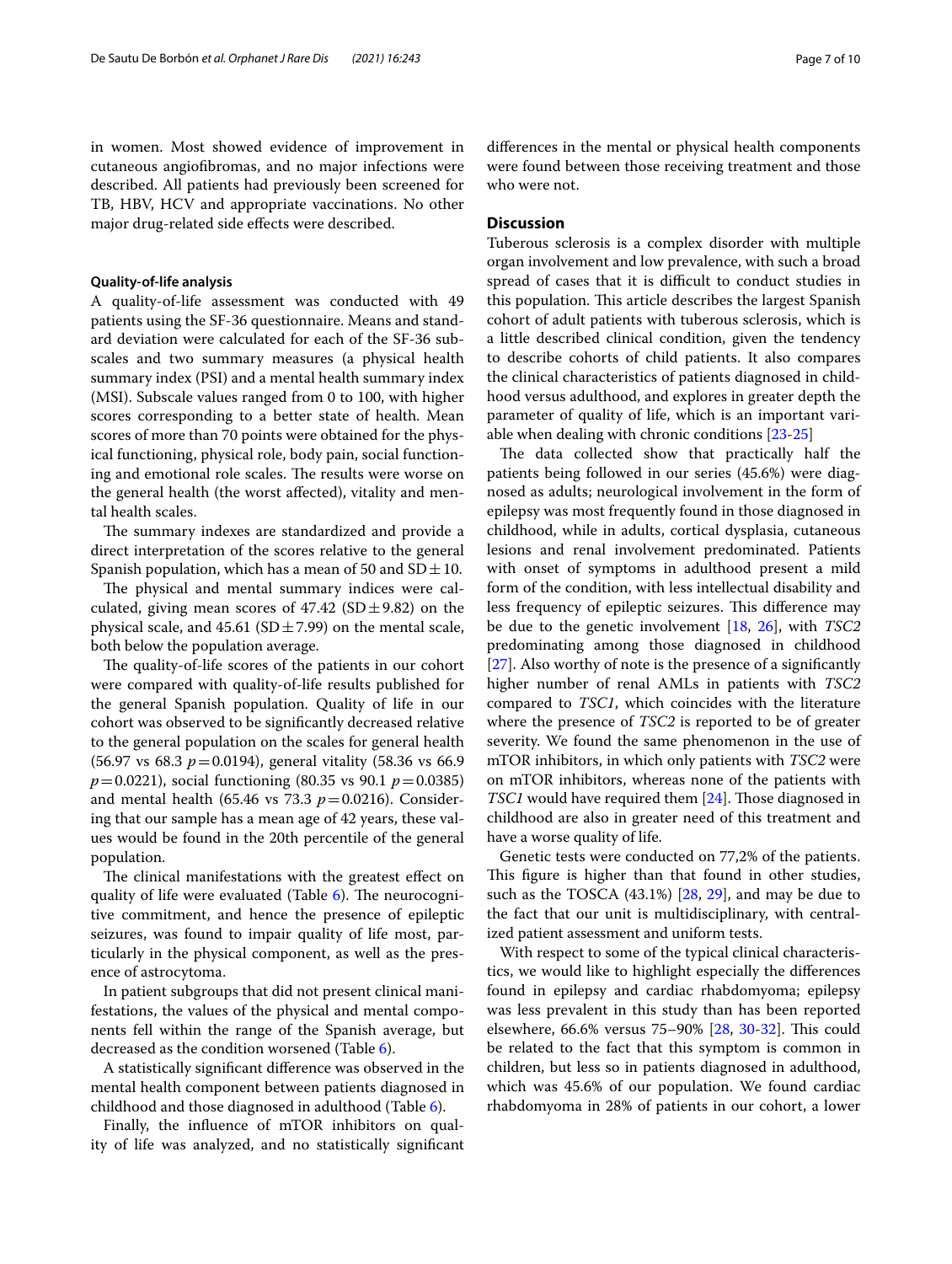in women. Most showed evidence of improvement in cutaneous angiofibromas, and no major infections were described. All patients had previously been screened for TB, HBV, HCV and appropriate vaccinations. No other major drug-related side effects were described.

#### Quality-of-life analysis

A quality-of-life assessment was conducted with 49 patients using the SF-36 questionnaire. Means and standard deviation were calculated for each of the SF-36 subscales and two summary measures (a physical health summary index (PSI) and a mental health summary index (MSI). Subscale values ranged from 0 to 100, with higher scores corresponding to a better state of health. Mean scores of more than 70 points were obtained for the physical functioning, physical role, body pain, social functioning and emotional role scales. The results were worse on the general health (the worst affected), vitality and mental health scales.

The summary indexes are standardized and provide a direct interpretation of the scores relative to the general Spanish population, which has a mean of 50 and SD ± 10.

The physical and mental summary indices were calculated, giving mean scores of 47.42 (SD ± 9.82) on the physical scale, and 45.61 (SD ± 7.99) on the mental scale, both below the population average.

The quality-of-life scores of the patients in our cohort were compared with quality-of-life results published for the general Spanish population. Quality of life in our cohort was observed to be significantly decreased relative to the general population on the scales for general health (56.97 vs 68.3 $p = 0.0194$), general vitality (58.36 vs 66.9 $p = 0.0221$), social functioning (80.35 vs 90.1 $p = 0.0385$) and mental health (65.46 vs 73.3 $p = 0.0216$). Considering that our sample has a mean age of 42 years, these values would be found in the 20th percentile of the general population.

The clinical manifestations with the greatest effect on quality of life were evaluated (Table 6). The neurocognitive commitment, and hence the presence of epileptic seizures, was found to impair quality of life most, particularly in the physical component, as well as the presence of astrocytoma.

In patient subgroups that did not present clinical manifestations, the values of the physical and mental components fell within the range of the Spanish average, but decreased as the condition worsened (Table 6).

A statistically significant difference was observed in the mental health component between patients diagnosed in childhood and those diagnosed in adulthood (Table 6).

Finally, the influence of mTOR inhibitors on quality of life was analyzed, and no statistically significant differences in the mental or physical health components were found between those receiving treatment and those who were not.

## Discussion

Tuberous sclerosis is a complex disorder with multiple organ involvement and low prevalence, with such a broad spread of cases that it is difficult to conduct studies in this population. This article describes the largest Spanish cohort of adult patients with tuberous sclerosis, which is a little described clinical condition, given the tendency to describe cohorts of child patients. It also compares the clinical characteristics of patients diagnosed in childhood versus adulthood, and explores in greater depth the parameter of quality of life, which is an important variable when dealing with chronic conditions [23-25]

The data collected show that practically half the patients being followed in our series (45.6%) were diagnosed as adults; neurological involvement in the form of epilepsy was most frequently found in those diagnosed in childhood, while in adults, cortical dysplasia, cutaneous lesions and renal involvement predominated. Patients with onset of symptoms in adulthood present a mild form of the condition, with less intellectual disability and less frequency of epileptic seizures. This difference may be due to the genetic involvement [18, 26], with *TSC2* predominating among those diagnosed in childhood [27]. Also worthy of note is the presence of a significantly higher number of renal AMLs in patients with *TSC2* compared to *TSC1*, which coincides with the literature where the presence of *TSC2* is reported to be of greater severity. We found the same phenomenon in the use of mTOR inhibitors, in which only patients with *TSC2* were on mTOR inhibitors, whereas none of the patients with *TSC1* would have required them [24]. Those diagnosed in childhood are also in greater need of this treatment and have a worse quality of life.

Genetic tests were conducted on 77,2% of the patients. This figure is higher than that found in other studies, such as the TOSCA (43.1%) [28, 29], and may be due to the fact that our unit is multidisciplinary, with centralized patient assessment and uniform tests.

With respect to some of the typical clinical characteristics, we would like to highlight especially the differences found in epilepsy and cardiac rhabdomyoma; epilepsy was less prevalent in this study than has been reported elsewhere, 66.6% versus 75–90% [28, 30-32]. This could be related to the fact that this symptom is common in children, but less so in patients diagnosed in adulthood, which was 45.6% of our population. We found cardiac rhabdomyoma in 28% of patients in our cohort, a lower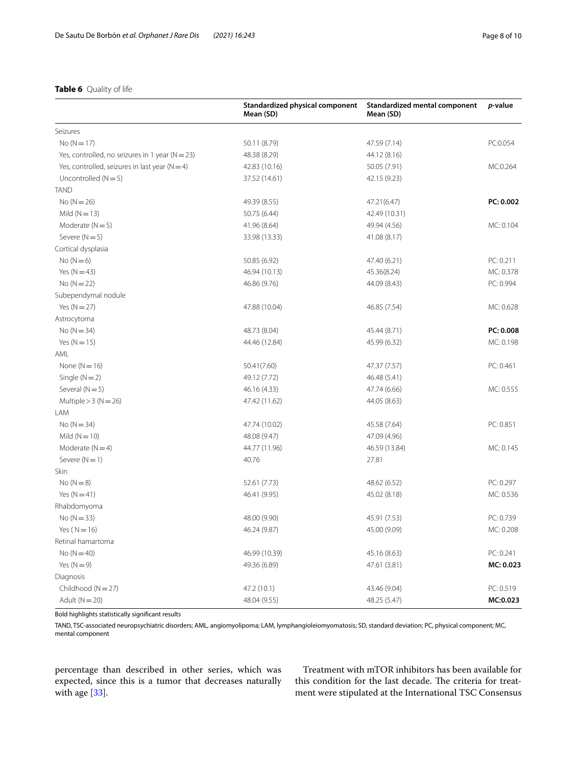**Table 6** Quality of life

| | Standardized physical component Mean (SD) | Standardized mental component Mean (SD) | *p*-value |
|---|---|---|---|
| Seizures | | | |
| No (N = 17) | 50.11 (8.79) | 47.59 (7.14) | PC:0.054 |
| Yes, controlled, no seizures in 1 year (N = 23) | 48.38 (8.29) | 44.12 (8.16) | |
| Yes, controlled, seizures in last year (N = 4) | 42.83 (10.16) | 50.05 (7.91) | MC:0.264 |
| Uncontrolled (N = 5) | 37.52 (14.61) | 42.15 (9.23) | |
| TAND | | | |
| No (N = 26) | 49.39 (8.55) | 47.21(6.47) | **PC: 0.002** |
| Mild (N = 13) | 50.75 (6.44) | 42.49 (10.31) | |
| Moderate (N = 5) | 41.96 (8.64) | 49.94 (4.56) | MC: 0.104 |
| Severe (N = 5) | 33.98 (13.33) | 41.08 (8.17) | |
| Cortical dysplasia | | | |
| No (N = 6) | 50.85 (6.92) | 47.40 (6.21) | PC: 0.211 |
| Yes (N = 43) | 46.94 (10.13) | 45.36(8.24) | MC: 0.378 |
| No (N = 22) | 46.86 (9.76) | 44.09 (8.43) | PC: 0.994 |
| Subependymal nodule | | | |
| Yes (N = 27) | 47.88 (10.04) | 46.85 (7.54) | MC: 0.628 |
| Astrocytoma | | | |
| No (N = 34) | 48.73 (8.04) | 45.44 (8.71) | **PC: 0.008** |
| Yes (N = 15) | 44.46 (12.84) | 45.99 (6.32) | MC: 0.198 |
| AML | | | |
| None (N = 16) | 50.41(7.60) | 47.37 (7.57) | PC: 0.461 |
| Single (N = 2) | 49.12 (7.72) | 46.48 (5.41) | |
| Several (N = 5) | 46.16 (4.33) | 47.74 (6.66) | MC: 0.555 |
| Multiple > 3 (N = 26) | 47.42 (11.62) | 44.05 (8.63) | |
| LAM | | | |
| No (N = 34) | 47.74 (10.02) | 45.58 (7.64) | PC: 0.851 |
| Mild (N = 10) | 48.08 (9.47) | 47.09 (4.96) | |
| Moderate (N = 4) | 44.77 (11.96) | 46.59 (13.84) | MC: 0.145 |
| Severe (N = 1) | 40.76 | 27.81 | |
| Skin | | | |
| No (N = 8) | 52.61 (7.73) | 48.62 (6.52) | PC: 0.297 |
| Yes (N = 41) | 46.41 (9.95) | 45.02 (8.18) | MC: 0.536 |
| Rhabdomyoma | | | |
| No (N = 33) | 48.00 (9.90) | 45.91 (7.53) | PC: 0.739 |
| Yes ( N = 16) | 46.24 (9.87) | 45.00 (9.09) | MC: 0.208 |
| Retinal hamartoma | | | |
| No (N = 40) | 46.99 (10.39) | 45.16 (8.63) | PC: 0.241 |
| Yes (N = 9) | 49.36 (6.89) | 47.61 (3.81) | **MC: 0.023** |
| Diagnosis | | | |
| Childhood (N = 27) | 47.2 (10.1) | 43.46 (9.04) | PC: 0.519 |
| Adult (N = 20) | 48.04 (9.55) | 48.25 (5.47) | **MC:0.023** |

Bold highlights statistically significant results

TAND, TSC-associated neuropsychiatric disorders; AML, angiomyolipoma; LAM, lymphangioleiomyomatosis; SD, standard deviation; PC, physical component; MC, mental component

percentage than described in other series, which was expected, since this is a tumor that decreases naturally with age [33].

Treatment with mTOR inhibitors has been available for this condition for the last decade. The criteria for treatment were stipulated at the International TSC Consensus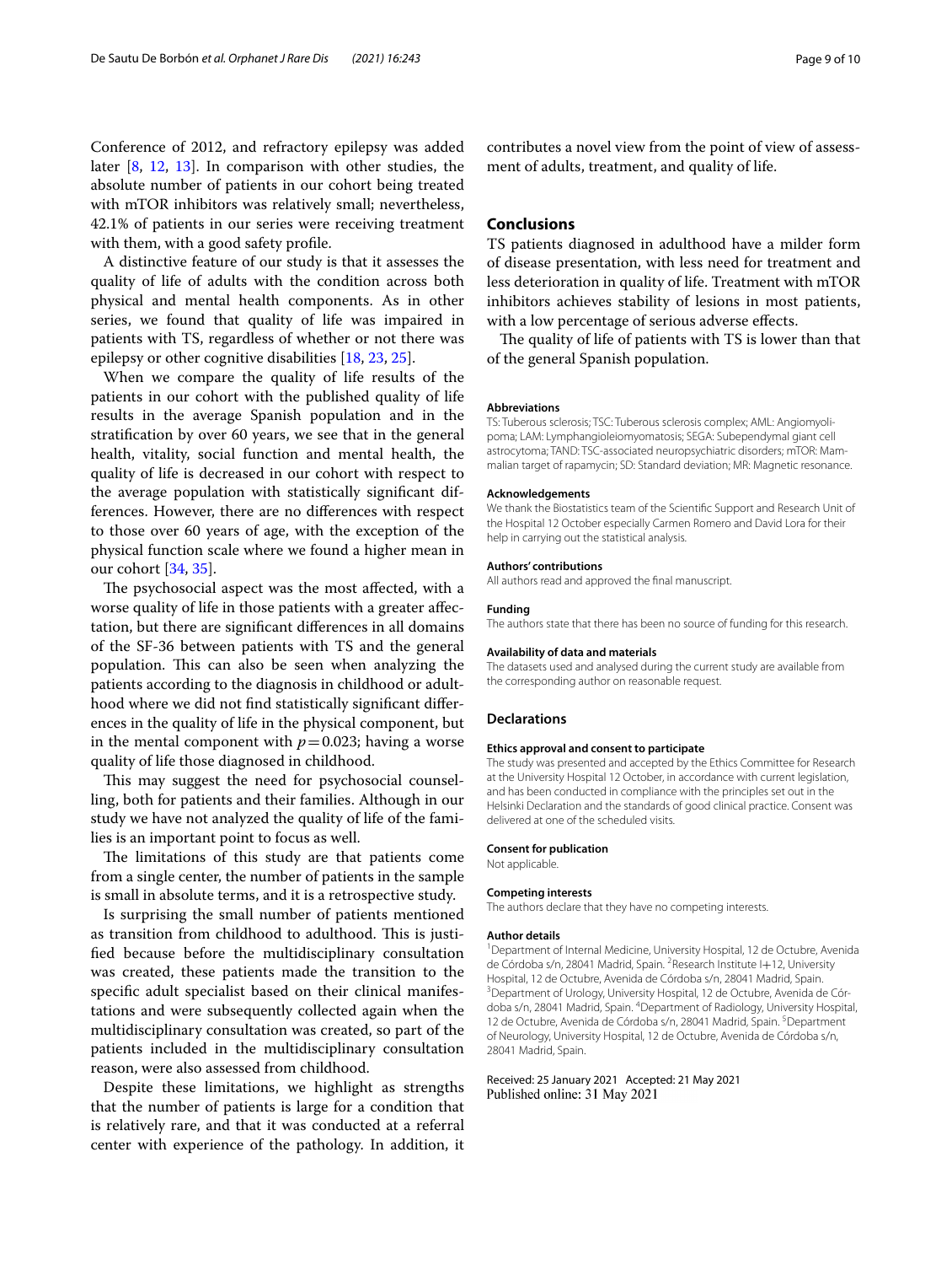Conference of 2012, and refractory epilepsy was added later [8, 12, 13]. In comparison with other studies, the absolute number of patients in our cohort being treated with mTOR inhibitors was relatively small; nevertheless, 42.1% of patients in our series were receiving treatment with them, with a good safety profile.

A distinctive feature of our study is that it assesses the quality of life of adults with the condition across both physical and mental health components. As in other series, we found that quality of life was impaired in patients with TS, regardless of whether or not there was epilepsy or other cognitive disabilities [18, 23, 25].

When we compare the quality of life results of the patients in our cohort with the published quality of life results in the average Spanish population and in the stratification by over 60 years, we see that in the general health, vitality, social function and mental health, the quality of life is decreased in our cohort with respect to the average population with statistically significant differences. However, there are no differences with respect to those over 60 years of age, with the exception of the physical function scale where we found a higher mean in our cohort [34, 35].

The psychosocial aspect was the most affected, with a worse quality of life in those patients with a greater affectation, but there are significant differences in all domains of the SF-36 between patients with TS and the general population. This can also be seen when analyzing the patients according to the diagnosis in childhood or adulthood where we did not find statistically significant differences in the quality of life in the physical component, but in the mental component with $p = 0.023$; having a worse quality of life those diagnosed in childhood.

This may suggest the need for psychosocial counselling, both for patients and their families. Although in our study we have not analyzed the quality of life of the families is an important point to focus as well.

The limitations of this study are that patients come from a single center, the number of patients in the sample is small in absolute terms, and it is a retrospective study.

Is surprising the small number of patients mentioned as transition from childhood to adulthood. This is justified because before the multidisciplinary consultation was created, these patients made the transition to the specific adult specialist based on their clinical manifestations and were subsequently collected again when the multidisciplinary consultation was created, so part of the patients included in the multidisciplinary consultation reason, were also assessed from childhood.

Despite these limitations, we highlight as strengths that the number of patients is large for a condition that is relatively rare, and that it was conducted at a referral center with experience of the pathology. In addition, it contributes a novel view from the point of view of assessment of adults, treatment, and quality of life.

## Conclusions

TS patients diagnosed in adulthood have a milder form of disease presentation, with less need for treatment and less deterioration in quality of life. Treatment with mTOR inhibitors achieves stability of lesions in most patients, with a low percentage of serious adverse effects.

The quality of life of patients with TS is lower than that of the general Spanish population.

#### Abbreviations

TS: Tuberous sclerosis; TSC: Tuberous sclerosis complex; AML: Angiomyolipoma; LAM: Lymphangioleiomyomatosis; SEGA: Subependymal giant cell astrocytoma; TAND: TSC-associated neuropsychiatric disorders; mTOR: Mammalian target of rapamycin; SD: Standard deviation; MR: Magnetic resonance.

#### Acknowledgements

We thank the Biostatistics team of the Scientific Support and Research Unit of the Hospital 12 October especially Carmen Romero and David Lora for their help in carrying out the statistical analysis.

#### Authors' contributions

All authors read and approved the final manuscript.

#### Funding

The authors state that there has been no source of funding for this research.

#### Availability of data and materials

The datasets used and analysed during the current study are available from the corresponding author on reasonable request.

### Declarations

#### Ethics approval and consent to participate

The study was presented and accepted by the Ethics Committee for Research at the University Hospital 12 October, in accordance with current legislation, and has been conducted in compliance with the principles set out in the Helsinki Declaration and the standards of good clinical practice. Consent was delivered at one of the scheduled visits.

#### Consent for publication

Not applicable.

#### Competing interests

The authors declare that they have no competing interests.

#### Author details

[1] Department of Internal Medicine, University Hospital, 12 de Octubre, Avenida de Córdoba s/n, 28041 Madrid, Spain. [2] Research Institute I+12, University Hospital, 12 de Octubre, Avenida de Córdoba s/n, 28041 Madrid, Spain. [3] Department of Urology, University Hospital, 12 de Octubre, Avenida de Córdoba s/n, 28041 Madrid, Spain. [4] Department of Radiology, University Hospital, 12 de Octubre, Avenida de Córdoba s/n, 28041 Madrid, Spain. [5] Department of Neurology, University Hospital, 12 de Octubre, Avenida de Córdoba s/n, 28041 Madrid, Spain.

Received: 25 January 2021 Accepted: 21 May 2021
Published online: 31 May 2021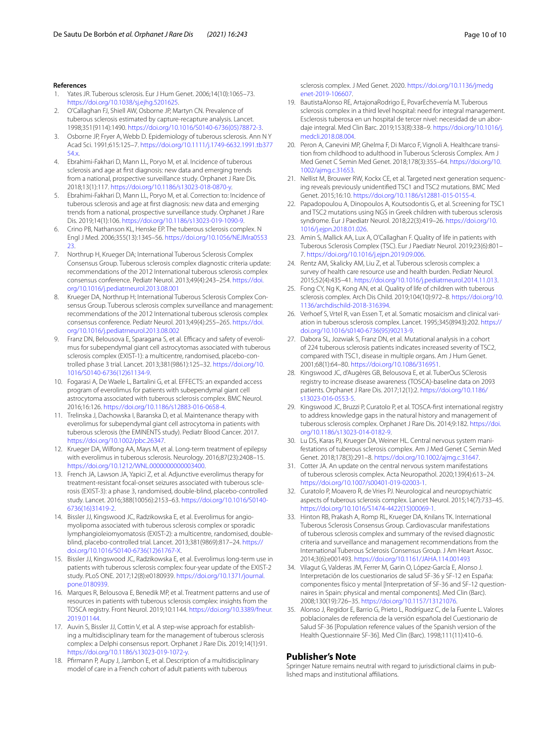## References

1. Yates JR. Tuberous sclerosis. Eur J Hum Genet. 2006;14(10):1065–73. https://doi.org/10.1038/sj.ejhg.5201625.
2. O'Callaghan FJ, Shiell AW, Osborne JP, Martyn CN. Prevalence of tuberous sclerosis estimated by capture-recapture analysis. Lancet. 1998;351(9114):1490. https://doi.org/10.1016/S0140-6736(05)78872-3.
3. Osborne JP, Fryer A, Webb D. Epidemiology of tuberous sclerosis. Ann N Y Acad Sci. 1991;615:125–7. https://doi.org/10.1111/j.1749-6632.1991.tb37754.x.
4. Ebrahimi-Fakhari D, Mann LL, Poryo M, et al. Incidence of tuberous sclerosis and age at first diagnosis: new data and emerging trends from a national, prospective surveillance study. Orphanet J Rare Dis. 2018;13(1):117. https://doi.org/10.1186/s13023-018-0870-y.
5. Ebrahimi-Fakhari D, Mann LL, Poryo M, et al. Correction to: Incidence of tuberous sclerosis and age at first diagnosis: new data and emerging trends from a national, prospective surveillance study. Orphanet J Rare Dis. 2019;14(1):106. https://doi.org/10.1186/s13023-019-1090-9.
6. Crino PB, Nathanson KL, Henske EP. The tuberous sclerosis complex. N Engl J Med. 2006;355(13):1345–56. https://doi.org/10.1056/NEJMra055323.
7. Northrup H, Krueger DA; International Tuberous Sclerosis Complex Consensus Group. Tuberous sclerosis complex diagnostic criteria update: recommendations of the 2012 International tuberous sclerosis complex consensus conference. Pediatr Neurol. 2013;49(4):243–254. https://doi.org/10.1016/j.pediatrneurol.2013.08.001
8. Krueger DA, Northrup H; International Tuberous Sclerosis Complex Consensus Group. Tuberous sclerosis complex surveillance and management: recommendations of the 2012 International tuberous sclerosis complex consensus conference. Pediatr Neurol. 2013;49(4):255–265. https://doi.org/10.1016/j.pediatrneurol.2013.08.002
9. Franz DN, Belousova E, Sparagana S, et al. Efficacy and safety of everolimus for subependymal giant cell astrocytomas associated with tuberous sclerosis complex (EXIST-1): a multicentre, randomised, placebo-controlled phase 3 trial. Lancet. 2013;381(9861):125–32. https://doi.org/10.1016/S0140-6736(12)61134-9.
10. Fogarasi A, De Waele L, Bartalini G, et al. EFFECTS: an expanded access program of everolimus for patients with subependymal giant cell astrocytoma associated with tuberous sclerosis complex. BMC Neurol. 2016;16:126. https://doi.org/10.1186/s12883-016-0658-4.
11. Trelinska J, Dachowska I, Baranska D, et al. Maintenance therapy with everolimus for subependymal giant cell astrocytoma in patients with tuberous sclerosis (the EMINENTS study). Pediatr Blood Cancer. 2017. https://doi.org/10.1002/pbc.26347.
12. Krueger DA, Wilfong AA, Mays M, et al. Long-term treatment of epilepsy with everolimus in tuberous sclerosis. Neurology. 2016;87(23):2408–15. https://doi.org/10.1212/WNL.0000000000003400.
13. French JA, Lawson JA, Yapici Z, et al. Adjunctive everolimus therapy for treatment-resistant focal-onset seizures associated with tuberous sclerosis (EXIST-3): a phase 3, randomised, double-blind, placebo-controlled study. Lancet. 2016;388(10056):2153–63. https://doi.org/10.1016/S0140-6736(16)31419-2.
14. Bissler JJ, Kingswood JC, Radzikowska E, et al. Everolimus for angiomyolipoma associated with tuberous sclerosis complex or sporadic lymphangioleiomyomatosis (EXIST-2): a multicentre, randomised, double-blind, placebo-controlled trial. Lancet. 2013;381(9869):817–24. https://doi.org/10.1016/S0140-6736(12)61767-X.
15. Bissler JJ, Kingswood JC, Radzikowska E, et al. Everolimus long-term use in patients with tuberous sclerosis complex: four-year update of the EXIST-2 study. PLoS ONE. 2017;12(8):e0180939. https://doi.org/10.1371/journal.pone.0180939.
16. Marques R, Belousova E, Benedik MP, et al. Treatment patterns and use of resources in patients with tuberous sclerosis complex: insights from the TOSCA registry. Front Neurol. 2019;10:1144. https://doi.org/10.3389/fneur.2019.01144.
17. Auvin S, Bissler JJ, Cottin V, et al. A step-wise approach for establishing a multidisciplinary team for the management of tuberous sclerosis complex: a Delphi consensus report. Orphanet J Rare Dis. 2019;14(1):91. https://doi.org/10.1186/s13023-019-1072-y.
18. Pfirmann P, Aupy J, Jambon E, et al. Description of a multidisciplinary model of care in a French cohort of adult patients with tuberous sclerosis complex. J Med Genet. 2020. https://doi.org/10.1136/jmedgenet-2019-106607.
19. BautistaAlonso RE, ArtajonaRodrigo E, PovarEcheverría M. Tuberous sclerosis complex in a third level hospital: need for integral management. Esclerosis tuberosa en un hospital de tercer nivel: necesidad de un abordaje integral. Med Clin Barc. 2019;153(8):338–9. https://doi.org/10.1016/j.medcli.2018.08.004.
20. Peron A, Canevini MP, Ghelma F, Di Marco F, Vignoli A. Healthcare transition from childhood to adulthood in Tuberous Sclerosis Complex. Am J Med Genet C Semin Med Genet. 2018;178(3):355–64. https://doi.org/10.1002/ajmg.c.31653.
21. Nellist M, Brouwer RW, Kockx CE, et al. Targeted next generation sequencing reveals previously unidentified TSC1 and TSC2 mutations. BMC Med Genet. 2015;16:10. https://doi.org/10.1186/s12881-015-0155-4.
22. Papadopoulou A, Dinopoulos A, Koutsodontis G, et al. Screening for TSC1 and TSC2 mutations using NGS in Greek children with tuberous sclerosis syndrome. Eur J Paediatr Neurol. 2018;22(3):419–26. https://doi.org/10.1016/j.ejpn.2018.01.026.
23. Amin S, Mallick AA, Lux A, O'Callaghan F. Quality of life in patients with Tuberous Sclerosis Complex (TSC). Eur J Paediatr Neurol. 2019;23(6):801–7. https://doi.org/10.1016/j.ejpn.2019.09.006.
24. Rentz AM, Skalicky AM, Liu Z, et al. Tuberous sclerosis complex: a survey of health care resource use and health burden. Pediatr Neurol. 2015;52(4):435–41. https://doi.org/10.1016/j.pediatrneurol.2014.11.013.
25. Fong CY, Ng K, Kong AN, et al. Quality of life of children with tuberous sclerosis complex. Arch Dis Child. 2019;104(10):972–8. https://doi.org/10.1136/archdischild-2018-316394.
26. Verhoef S, Vrtel R, van Essen T, et al. Somatic mosaicism and clinical variation in tuberous sclerosis complex. Lancet. 1995;345(8943):202. https://doi.org/10.1016/s0140-6736(95)90213-9.
27. Dabora SL, Jozwiak S, Franz DN, et al. Mutational analysis in a cohort of 224 tuberous sclerosis patients indicates increased severity of TSC2, compared with TSC1, disease in multiple organs. Am J Hum Genet. 2001;68(1):64–80. https://doi.org/10.1086/316951.
28. Kingswood JC, d'Augères GB, Belousova E, et al. TuberOus SClerosis registry to increase disease awareness (TOSCA)-baseline data on 2093 patients. Orphanet J Rare Dis. 2017;12(1):2. https://doi.org/10.1186/s13023-016-0553-5.
29. Kingswood JC, Bruzzi P, Curatolo P, et al. TOSCA-first international registry to address knowledge gaps in the natural history and management of tuberous sclerosis complex. Orphanet J Rare Dis. 2014;9:182. https://doi.org/10.1186/s13023-014-0182-9.
30. Lu DS, Karas PJ, Krueger DA, Weiner HL. Central nervous system manifestations of tuberous sclerosis complex. Am J Med Genet C Semin Med Genet. 2018;178(3):291–8. https://doi.org/10.1002/ajmg.c.31647.
31. Cotter JA. An update on the central nervous system manifestations of tuberous sclerosis complex. Acta Neuropathol. 2020;139(4):613–24. https://doi.org/10.1007/s00401-019-02003-1.
32. Curatolo P, Moavero R, de Vries PJ. Neurological and neuropsychiatric aspects of tuberous sclerosis complex. Lancet Neurol. 2015;14(7):733–45. https://doi.org/10.1016/S1474-4422(15)00069-1.
33. Hinton RB, Prakash A, Romp RL, Krueger DA, Knilans TK. International Tuberous Sclerosis Consensus Group. Cardiovascular manifestations of tuberous sclerosis complex and summary of the revised diagnostic criteria and surveillance and management recommendations from the International Tuberous Sclerosis Consensus Group. J Am Heart Assoc. 2014;3(6):e001493. https://doi.org/10.1161/JAHA.114.001493
34. Vilagut G, Valderas JM, Ferrer M, Garin O, López-García E, Alonso J. Interpretación de los cuestionarios de salud SF-36 y SF-12 en España: componentes físico y mental [Interpretation of SF-36 and SF-12 questionnaires in Spain: physical and mental components]. Med Clin (Barc). 2008;130(19):726–35. https://doi.org/10.1157/13121076.
35. Alonso J, Regidor E, Barrio G, Prieto L, Rodríguez C, de la Fuente L. Valores poblacionales de referencia de la versión española del Cuestionario de Salud SF-36 [Population reference values of the Spanish version of the Health Questionnaire SF-36]. Med Clin (Barc). 1998;111(11):410–6.

## Publisher's Note

Springer Nature remains neutral with regard to jurisdictional claims in published maps and institutional affiliations.